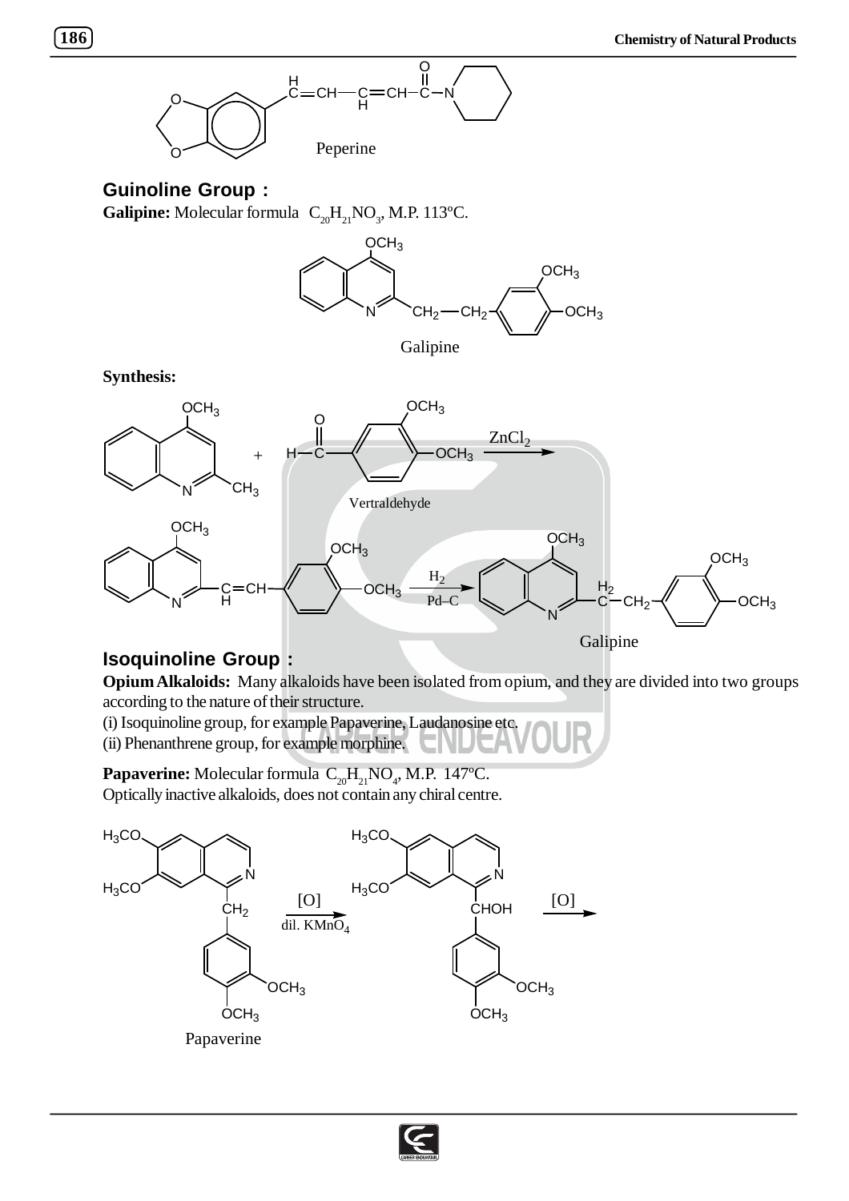Peperine

## Guinoline Group :

**Galipine:** Molecular formula $C_{20}H_{21}NO_3$, M.P. 113ºC.

Galipine

**Synthesis:**

Vertraldehyde

$ZnCl_2$

$H_2$ / Pd–C

Galipine

## Isoquinoline Group :

**Opium Alkaloids:** Many alkaloids have been isolated from opium, and they are divided into two groups according to the nature of their structure.

(i) Isoquinoline group, for example Papaverine, Laudanosine etc.

(ii) Phenanthrene group, for example morphine.

**Papaverine:** Molecular formula $C_{20}H_{21}NO_4$, M.P. 147ºC.

Optically inactive alkaloids, does not contain any chiral centre.

[O] dil. $KMnO_4$

[O]

Papaverine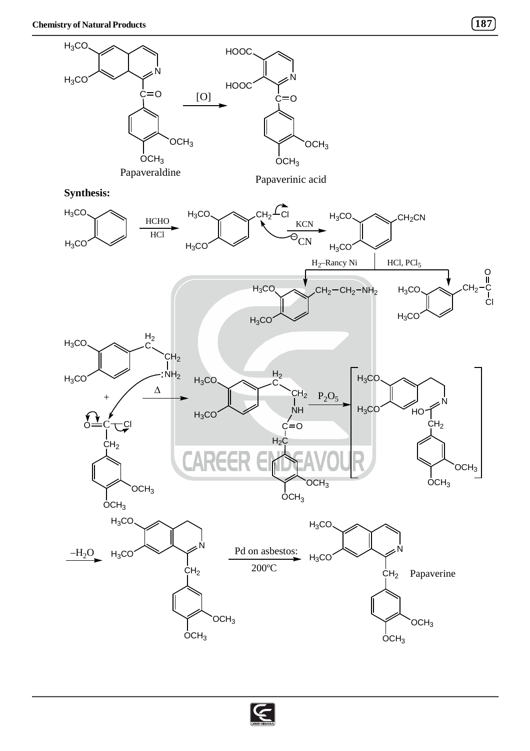Papaveraldine

$[O]$

Papaverinic acid

**Synthesis:**

HCHO / HCl

KCN

$\overset{\ominus}{C}N$

$H_2$–Rancy Ni

HCl, $PCl_5$

$\Delta$

$P_2O_5$

$-H_2O$

Pd on asbestos: 200ºC

Papaverine